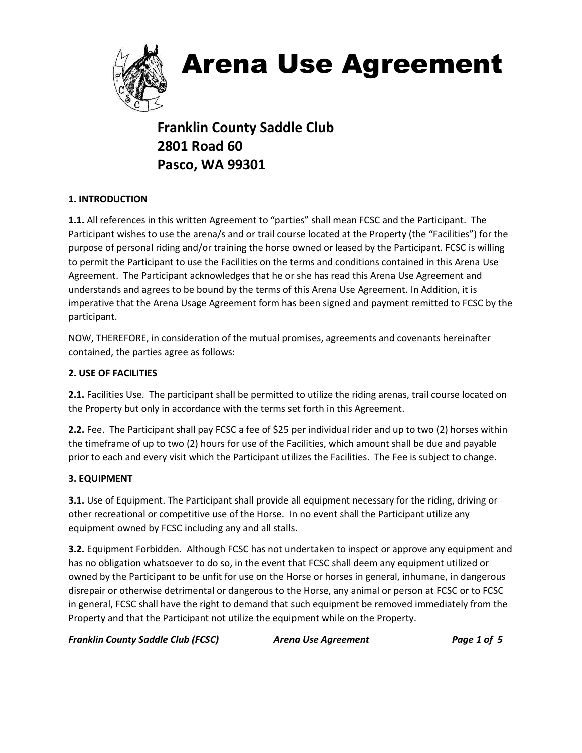# Arena Use Agreement

**Franklin County Saddle Club**
**2801 Road 60**
**Pasco, WA 99301**

**1. INTRODUCTION**

**1.1.** All references in this written Agreement to "parties" shall mean FCSC and the Participant. The Participant wishes to use the arena/s and or trail course located at the Property (the "Facilities") for the purpose of personal riding and/or training the horse owned or leased by the Participant. FCSC is willing to permit the Participant to use the Facilities on the terms and conditions contained in this Arena Use Agreement. The Participant acknowledges that he or she has read this Arena Use Agreement and understands and agrees to be bound by the terms of this Arena Use Agreement. In Addition, it is imperative that the Arena Usage Agreement form has been signed and payment remitted to FCSC by the participant.

NOW, THEREFORE, in consideration of the mutual promises, agreements and covenants hereinafter contained, the parties agree as follows:

**2. USE OF FACILITIES**

**2.1.** Facilities Use. The participant shall be permitted to utilize the riding arenas, trail course located on the Property but only in accordance with the terms set forth in this Agreement.

**2.2.** Fee. The Participant shall pay FCSC a fee of $25 per individual rider and up to two (2) horses within the timeframe of up to two (2) hours for use of the Facilities, which amount shall be due and payable prior to each and every visit which the Participant utilizes the Facilities. The Fee is subject to change.

**3. EQUIPMENT**

**3.1.** Use of Equipment. The Participant shall provide all equipment necessary for the riding, driving or other recreational or competitive use of the Horse. In no event shall the Participant utilize any equipment owned by FCSC including any and all stalls.

**3.2.** Equipment Forbidden. Although FCSC has not undertaken to inspect or approve any equipment and has no obligation whatsoever to do so, in the event that FCSC shall deem any equipment utilized or owned by the Participant to be unfit for use on the Horse or horses in general, inhumane, in dangerous disrepair or otherwise detrimental or dangerous to the Horse, any animal or person at FCSC or to FCSC in general, FCSC shall have the right to demand that such equipment be removed immediately from the Property and that the Participant not utilize the equipment while on the Property.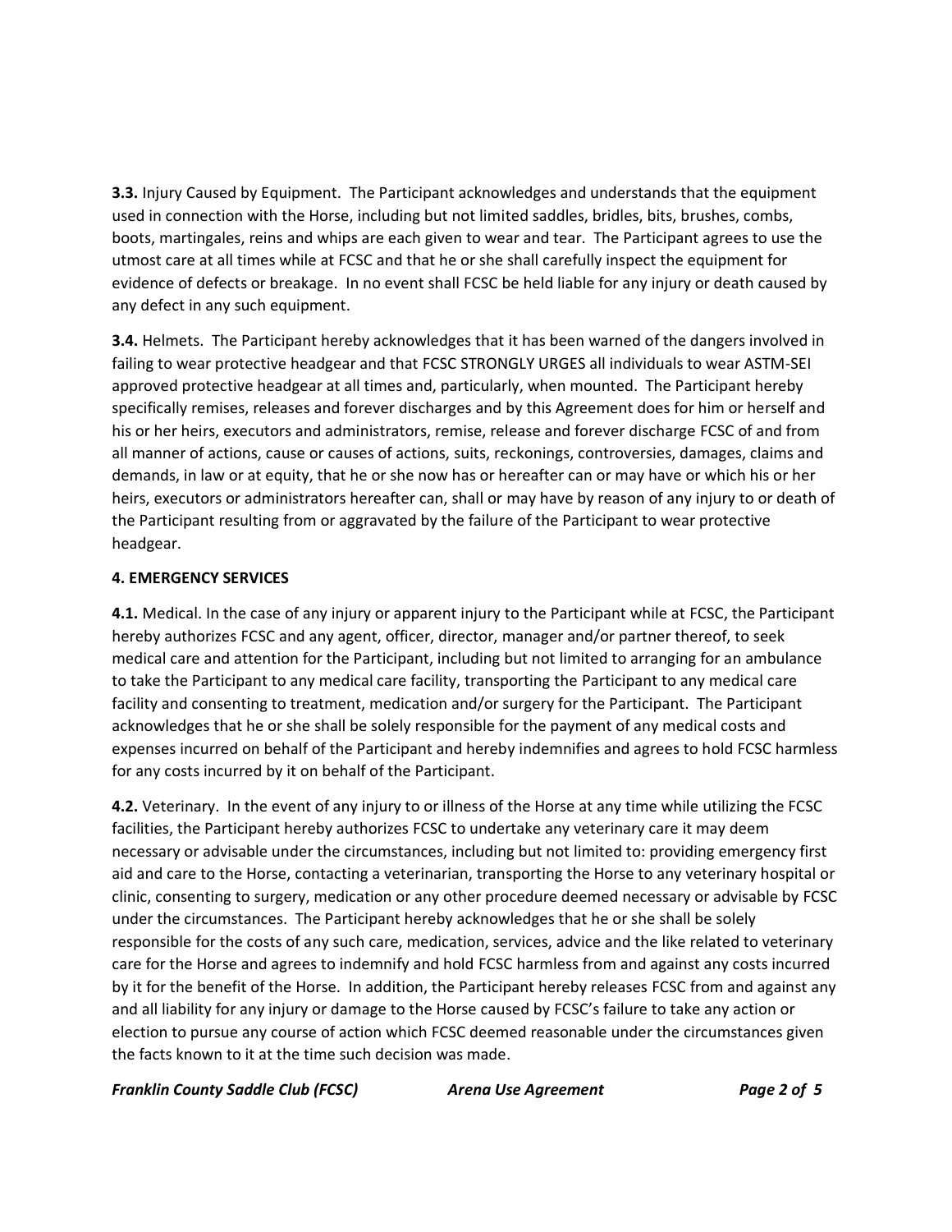**3.3.** Injury Caused by Equipment. The Participant acknowledges and understands that the equipment used in connection with the Horse, including but not limited saddles, bridles, bits, brushes, combs, boots, martingales, reins and whips are each given to wear and tear. The Participant agrees to use the utmost care at all times while at FCSC and that he or she shall carefully inspect the equipment for evidence of defects or breakage. In no event shall FCSC be held liable for any injury or death caused by any defect in any such equipment.

**3.4.** Helmets. The Participant hereby acknowledges that it has been warned of the dangers involved in failing to wear protective headgear and that FCSC STRONGLY URGES all individuals to wear ASTM-SEI approved protective headgear at all times and, particularly, when mounted. The Participant hereby specifically remises, releases and forever discharges and by this Agreement does for him or herself and his or her heirs, executors and administrators, remise, release and forever discharge FCSC of and from all manner of actions, cause or causes of actions, suits, reckonings, controversies, damages, claims and demands, in law or at equity, that he or she now has or hereafter can or may have or which his or her heirs, executors or administrators hereafter can, shall or may have by reason of any injury to or death of the Participant resulting from or aggravated by the failure of the Participant to wear protective headgear.

**4. EMERGENCY SERVICES**

**4.1.** Medical. In the case of any injury or apparent injury to the Participant while at FCSC, the Participant hereby authorizes FCSC and any agent, officer, director, manager and/or partner thereof, to seek medical care and attention for the Participant, including but not limited to arranging for an ambulance to take the Participant to any medical care facility, transporting the Participant to any medical care facility and consenting to treatment, medication and/or surgery for the Participant. The Participant acknowledges that he or she shall be solely responsible for the payment of any medical costs and expenses incurred on behalf of the Participant and hereby indemnifies and agrees to hold FCSC harmless for any costs incurred by it on behalf of the Participant.

**4.2.** Veterinary. In the event of any injury to or illness of the Horse at any time while utilizing the FCSC facilities, the Participant hereby authorizes FCSC to undertake any veterinary care it may deem necessary or advisable under the circumstances, including but not limited to: providing emergency first aid and care to the Horse, contacting a veterinarian, transporting the Horse to any veterinary hospital or clinic, consenting to surgery, medication or any other procedure deemed necessary or advisable by FCSC under the circumstances. The Participant hereby acknowledges that he or she shall be solely responsible for the costs of any such care, medication, services, advice and the like related to veterinary care for the Horse and agrees to indemnify and hold FCSC harmless from and against any costs incurred by it for the benefit of the Horse. In addition, the Participant hereby releases FCSC from and against any and all liability for any injury or damage to the Horse caused by FCSC's failure to take any action or election to pursue any course of action which FCSC deemed reasonable under the circumstances given the facts known to it at the time such decision was made.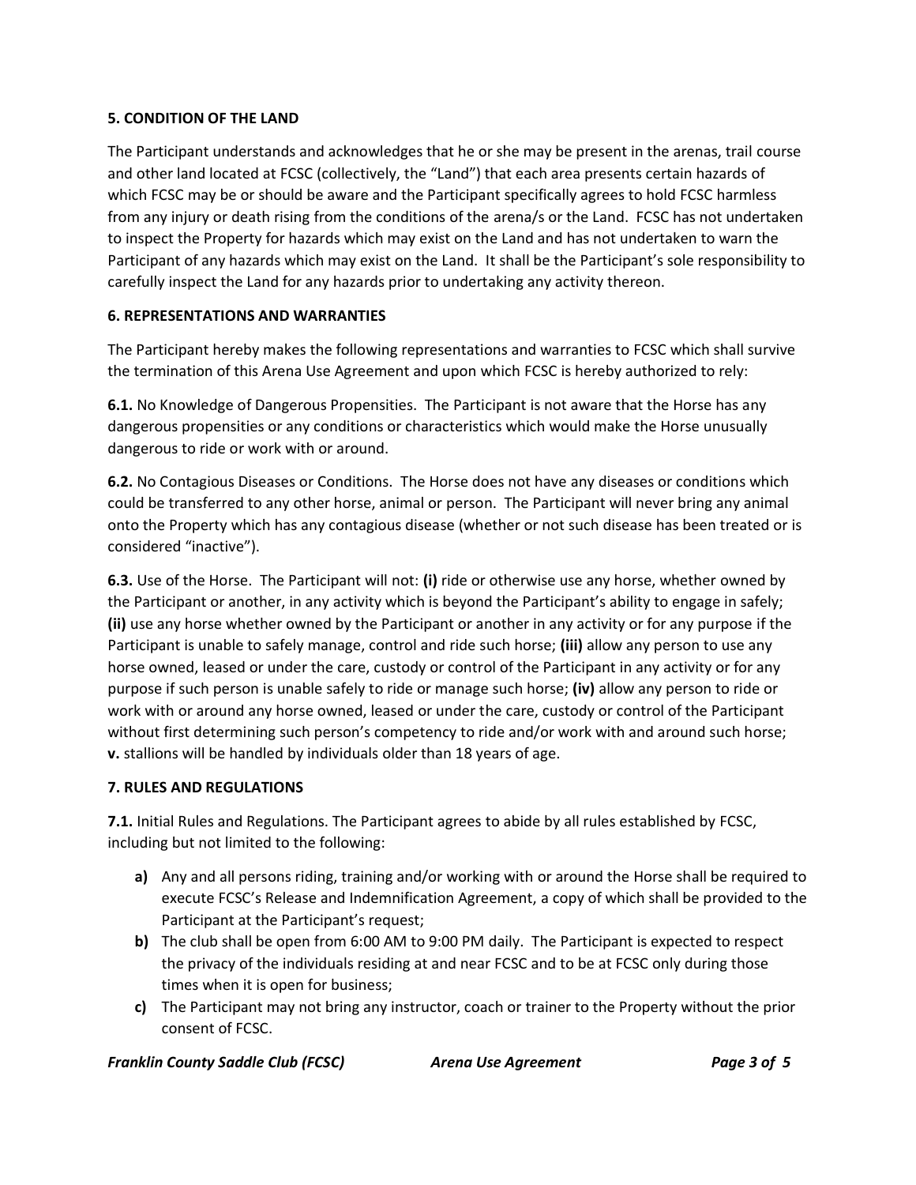**5. CONDITION OF THE LAND**

The Participant understands and acknowledges that he or she may be present in the arenas, trail course and other land located at FCSC (collectively, the "Land") that each area presents certain hazards of which FCSC may be or should be aware and the Participant specifically agrees to hold FCSC harmless from any injury or death rising from the conditions of the arena/s or the Land. FCSC has not undertaken to inspect the Property for hazards which may exist on the Land and has not undertaken to warn the Participant of any hazards which may exist on the Land. It shall be the Participant's sole responsibility to carefully inspect the Land for any hazards prior to undertaking any activity thereon.

**6. REPRESENTATIONS AND WARRANTIES**

The Participant hereby makes the following representations and warranties to FCSC which shall survive the termination of this Arena Use Agreement and upon which FCSC is hereby authorized to rely:

**6.1.** No Knowledge of Dangerous Propensities. The Participant is not aware that the Horse has any dangerous propensities or any conditions or characteristics which would make the Horse unusually dangerous to ride or work with or around.

**6.2.** No Contagious Diseases or Conditions. The Horse does not have any diseases or conditions which could be transferred to any other horse, animal or person. The Participant will never bring any animal onto the Property which has any contagious disease (whether or not such disease has been treated or is considered "inactive").

**6.3.** Use of the Horse. The Participant will not: **(i)** ride or otherwise use any horse, whether owned by the Participant or another, in any activity which is beyond the Participant's ability to engage in safely; **(ii)** use any horse whether owned by the Participant or another in any activity or for any purpose if the Participant is unable to safely manage, control and ride such horse; **(iii)** allow any person to use any horse owned, leased or under the care, custody or control of the Participant in any activity or for any purpose if such person is unable safely to ride or manage such horse; **(iv)** allow any person to ride or work with or around any horse owned, leased or under the care, custody or control of the Participant without first determining such person's competency to ride and/or work with and around such horse; **v.** stallions will be handled by individuals older than 18 years of age.

**7. RULES AND REGULATIONS**

**7.1.** Initial Rules and Regulations. The Participant agrees to abide by all rules established by FCSC, including but not limited to the following:

- **a)** Any and all persons riding, training and/or working with or around the Horse shall be required to execute FCSC's Release and Indemnification Agreement, a copy of which shall be provided to the Participant at the Participant's request;
- **b)** The club shall be open from 6:00 AM to 9:00 PM daily. The Participant is expected to respect the privacy of the individuals residing at and near FCSC and to be at FCSC only during those times when it is open for business;
- **c)** The Participant may not bring any instructor, coach or trainer to the Property without the prior consent of FCSC.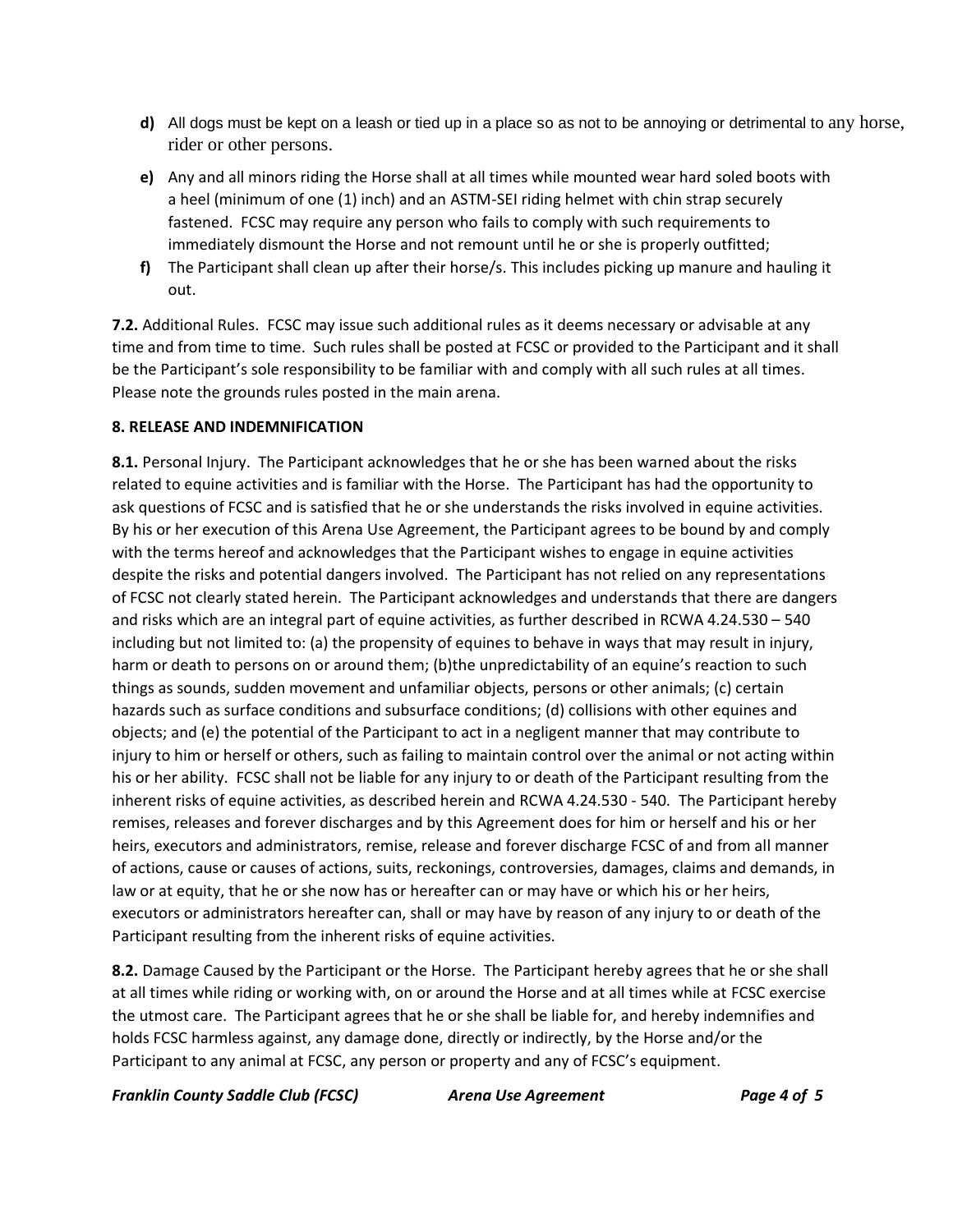**d)** All dogs must be kept on a leash or tied up in a place so as not to be annoying or detrimental to any horse, rider or other persons.

**e)** Any and all minors riding the Horse shall at all times while mounted wear hard soled boots with a heel (minimum of one (1) inch) and an ASTM-SEI riding helmet with chin strap securely fastened. FCSC may require any person who fails to comply with such requirements to immediately dismount the Horse and not remount until he or she is properly outfitted;

**f)** The Participant shall clean up after their horse/s. This includes picking up manure and hauling it out.

**7.2.** Additional Rules. FCSC may issue such additional rules as it deems necessary or advisable at any time and from time to time. Such rules shall be posted at FCSC or provided to the Participant and it shall be the Participant's sole responsibility to be familiar with and comply with all such rules at all times. Please note the grounds rules posted in the main arena.

**8. RELEASE AND INDEMNIFICATION**

**8.1.** Personal Injury. The Participant acknowledges that he or she has been warned about the risks related to equine activities and is familiar with the Horse. The Participant has had the opportunity to ask questions of FCSC and is satisfied that he or she understands the risks involved in equine activities. By his or her execution of this Arena Use Agreement, the Participant agrees to be bound by and comply with the terms hereof and acknowledges that the Participant wishes to engage in equine activities despite the risks and potential dangers involved. The Participant has not relied on any representations of FCSC not clearly stated herein. The Participant acknowledges and understands that there are dangers and risks which are an integral part of equine activities, as further described in RCWA 4.24.530 – 540 including but not limited to: (a) the propensity of equines to behave in ways that may result in injury, harm or death to persons on or around them; (b)the unpredictability of an equine's reaction to such things as sounds, sudden movement and unfamiliar objects, persons or other animals; (c) certain hazards such as surface conditions and subsurface conditions; (d) collisions with other equines and objects; and (e) the potential of the Participant to act in a negligent manner that may contribute to injury to him or herself or others, such as failing to maintain control over the animal or not acting within his or her ability. FCSC shall not be liable for any injury to or death of the Participant resulting from the inherent risks of equine activities, as described herein and RCWA 4.24.530 - 540. The Participant hereby remises, releases and forever discharges and by this Agreement does for him or herself and his or her heirs, executors and administrators, remise, release and forever discharge FCSC of and from all manner of actions, cause or causes of actions, suits, reckonings, controversies, damages, claims and demands, in law or at equity, that he or she now has or hereafter can or may have or which his or her heirs, executors or administrators hereafter can, shall or may have by reason of any injury to or death of the Participant resulting from the inherent risks of equine activities.

**8.2.** Damage Caused by the Participant or the Horse. The Participant hereby agrees that he or she shall at all times while riding or working with, on or around the Horse and at all times while at FCSC exercise the utmost care. The Participant agrees that he or she shall be liable for, and hereby indemnifies and holds FCSC harmless against, any damage done, directly or indirectly, by the Horse and/or the Participant to any animal at FCSC, any person or property and any of FCSC's equipment.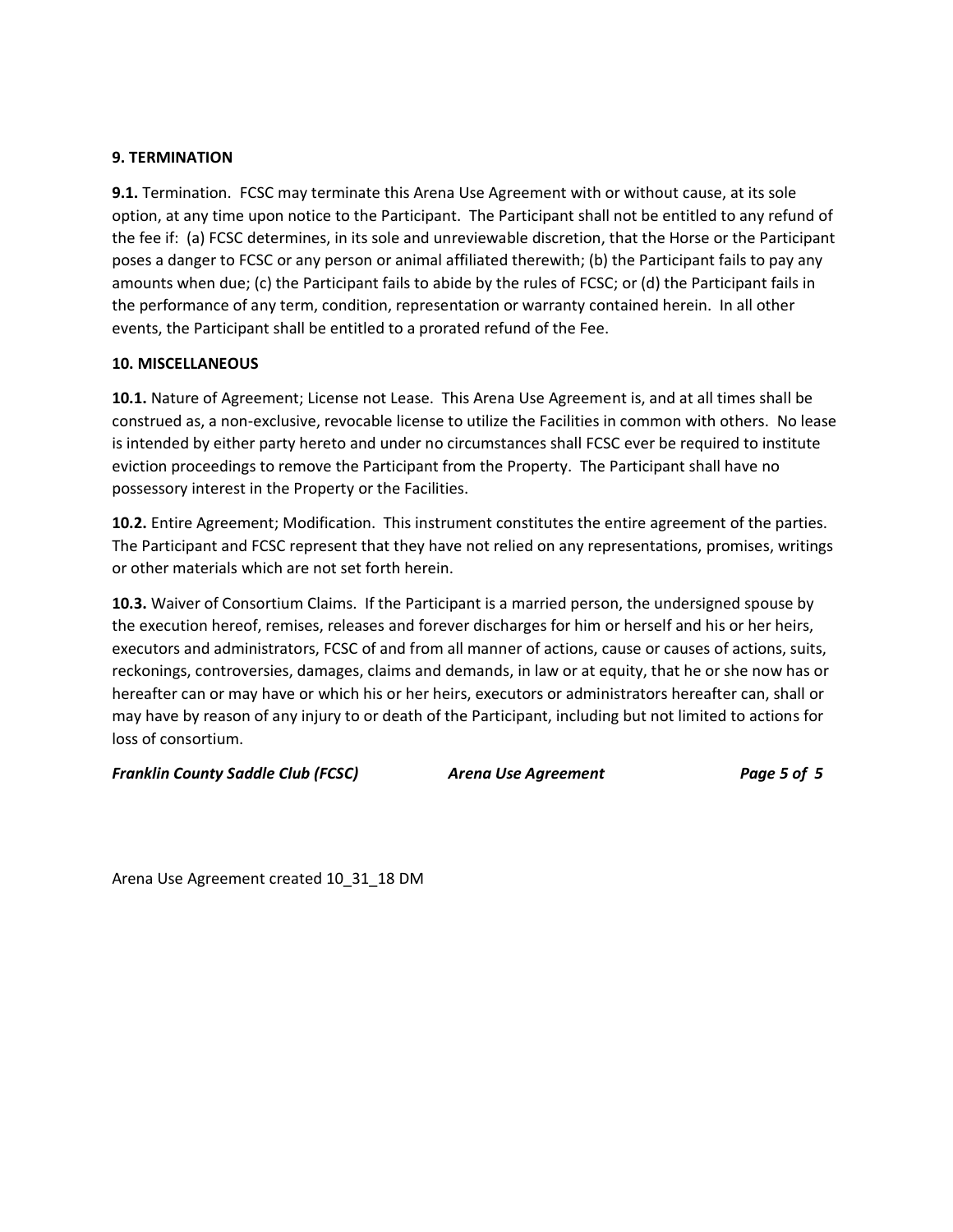**9. TERMINATION**

**9.1.** Termination. FCSC may terminate this Arena Use Agreement with or without cause, at its sole option, at any time upon notice to the Participant. The Participant shall not be entitled to any refund of the fee if: (a) FCSC determines, in its sole and unreviewable discretion, that the Horse or the Participant poses a danger to FCSC or any person or animal affiliated therewith; (b) the Participant fails to pay any amounts when due; (c) the Participant fails to abide by the rules of FCSC; or (d) the Participant fails in the performance of any term, condition, representation or warranty contained herein. In all other events, the Participant shall be entitled to a prorated refund of the Fee.

**10. MISCELLANEOUS**

**10.1.** Nature of Agreement; License not Lease. This Arena Use Agreement is, and at all times shall be construed as, a non-exclusive, revocable license to utilize the Facilities in common with others. No lease is intended by either party hereto and under no circumstances shall FCSC ever be required to institute eviction proceedings to remove the Participant from the Property. The Participant shall have no possessory interest in the Property or the Facilities.

**10.2.** Entire Agreement; Modification. This instrument constitutes the entire agreement of the parties. The Participant and FCSC represent that they have not relied on any representations, promises, writings or other materials which are not set forth herein.

**10.3.** Waiver of Consortium Claims. If the Participant is a married person, the undersigned spouse by the execution hereof, remises, releases and forever discharges for him or herself and his or her heirs, executors and administrators, FCSC of and from all manner of actions, cause or causes of actions, suits, reckonings, controversies, damages, claims and demands, in law or at equity, that he or she now has or hereafter can or may have or which his or her heirs, executors or administrators hereafter can, shall or may have by reason of any injury to or death of the Participant, including but not limited to actions for loss of consortium.

Arena Use Agreement created 10_31_18 DM